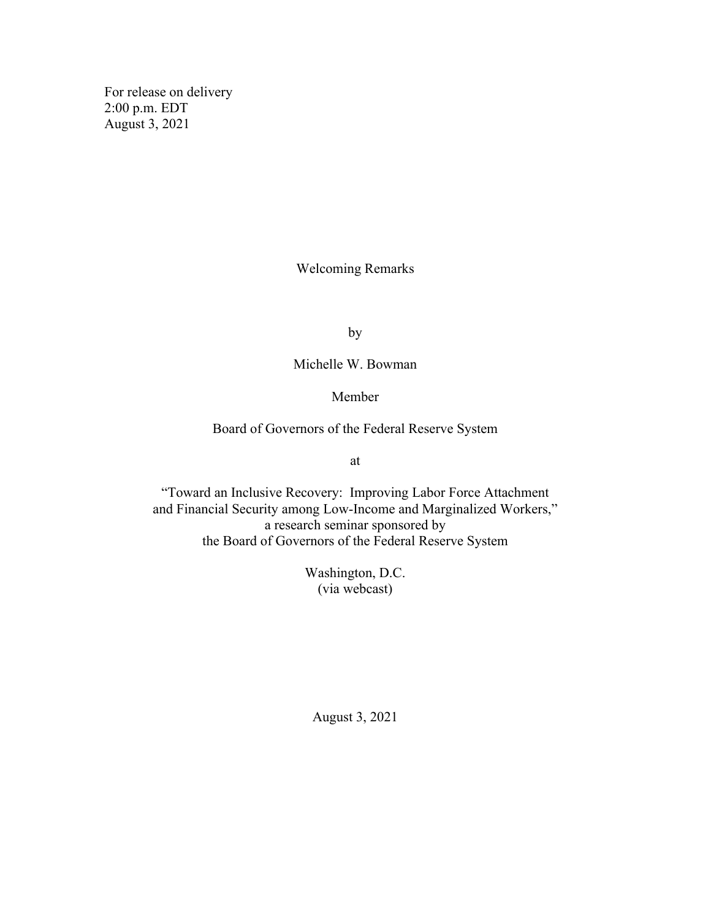For release on delivery
2:00 p.m. EDT
August 3, 2021

# Welcoming Remarks

by

Michelle W. Bowman

Member

Board of Governors of the Federal Reserve System

at

"Toward an Inclusive Recovery: Improving Labor Force Attachment
and Financial Security among Low-Income and Marginalized Workers,"
a research seminar sponsored by
the Board of Governors of the Federal Reserve System

Washington, D.C.
(via webcast)

August 3, 2021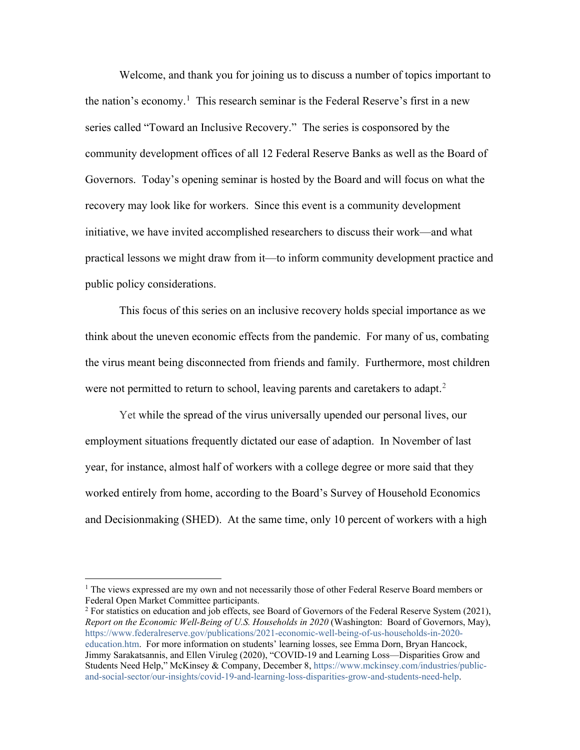Welcome, and thank you for joining us to discuss a number of topics important to the nation's economy.[1] This research seminar is the Federal Reserve's first in a new series called "Toward an Inclusive Recovery." The series is cosponsored by the community development offices of all 12 Federal Reserve Banks as well as the Board of Governors. Today's opening seminar is hosted by the Board and will focus on what the recovery may look like for workers. Since this event is a community development initiative, we have invited accomplished researchers to discuss their work—and what practical lessons we might draw from it—to inform community development practice and public policy considerations.

This focus of this series on an inclusive recovery holds special importance as we think about the uneven economic effects from the pandemic. For many of us, combating the virus meant being disconnected from friends and family. Furthermore, most children were not permitted to return to school, leaving parents and caretakers to adapt.[2]

Yet while the spread of the virus universally upended our personal lives, our employment situations frequently dictated our ease of adaption. In November of last year, for instance, almost half of workers with a college degree or more said that they worked entirely from home, according to the Board's Survey of Household Economics and Decisionmaking (SHED). At the same time, only 10 percent of workers with a high

---

[1] The views expressed are my own and not necessarily those of other Federal Reserve Board members or Federal Open Market Committee participants.

[2] For statistics on education and job effects, see Board of Governors of the Federal Reserve System (2021), *Report on the Economic Well-Being of U.S. Households in 2020* (Washington: Board of Governors, May), https://www.federalreserve.gov/publications/2021-economic-well-being-of-us-households-in-2020-education.htm. For more information on students' learning losses, see Emma Dorn, Bryan Hancock, Jimmy Sarakatsannis, and Ellen Viruleg (2020), "COVID-19 and Learning Loss—Disparities Grow and Students Need Help," McKinsey & Company, December 8, https://www.mckinsey.com/industries/public-and-social-sector/our-insights/covid-19-and-learning-loss-disparities-grow-and-students-need-help.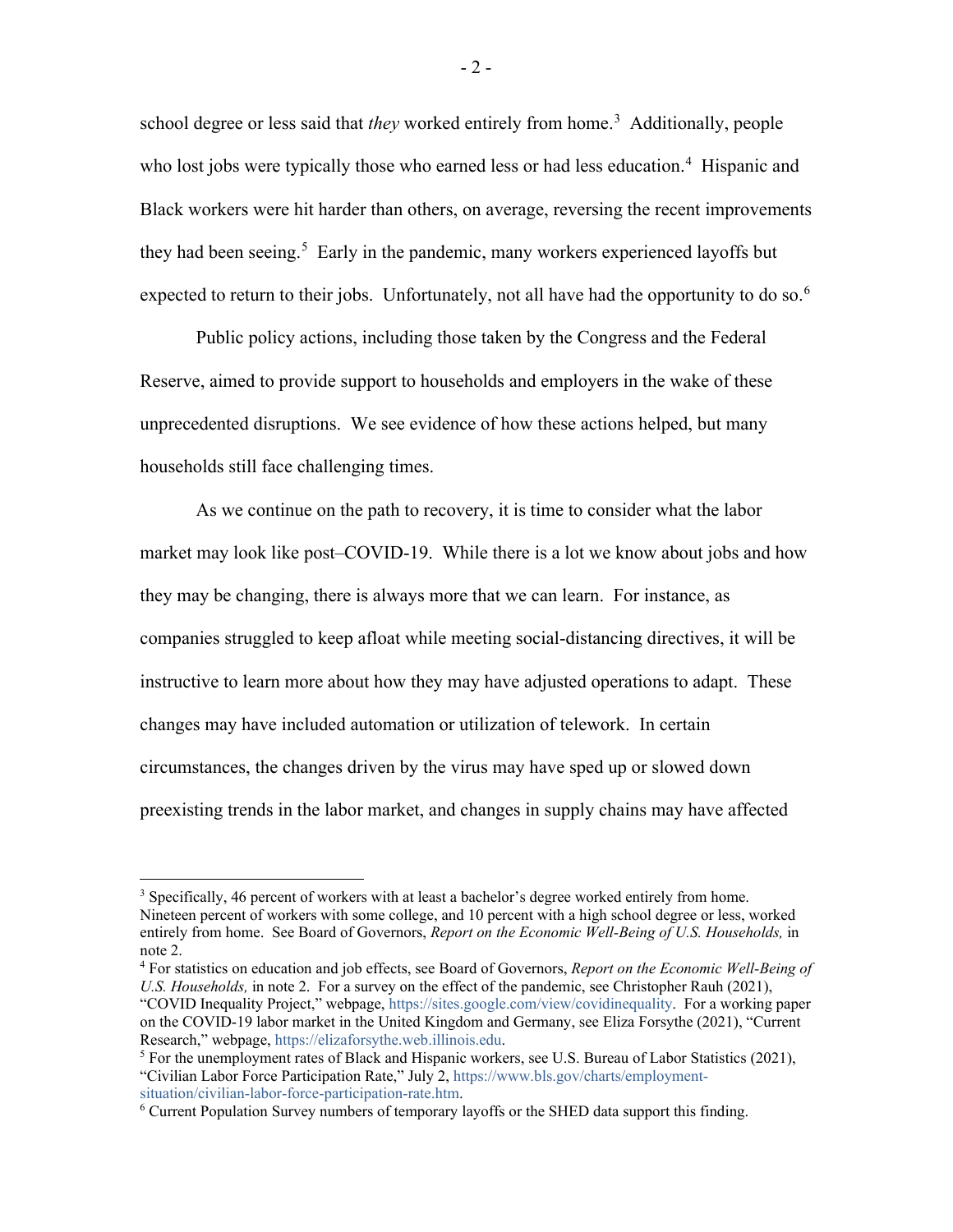school degree or less said that *they* worked entirely from home.[3] Additionally, people who lost jobs were typically those who earned less or had less education.[4] Hispanic and Black workers were hit harder than others, on average, reversing the recent improvements they had been seeing.[5] Early in the pandemic, many workers experienced layoffs but expected to return to their jobs. Unfortunately, not all have had the opportunity to do so.[6]

Public policy actions, including those taken by the Congress and the Federal Reserve, aimed to provide support to households and employers in the wake of these unprecedented disruptions. We see evidence of how these actions helped, but many households still face challenging times.

As we continue on the path to recovery, it is time to consider what the labor market may look like post–COVID-19. While there is a lot we know about jobs and how they may be changing, there is always more that we can learn. For instance, as companies struggled to keep afloat while meeting social-distancing directives, it will be instructive to learn more about how they may have adjusted operations to adapt. These changes may have included automation or utilization of telework. In certain circumstances, the changes driven by the virus may have sped up or slowed down preexisting trends in the labor market, and changes in supply chains may have affected

---

[3] Specifically, 46 percent of workers with at least a bachelor's degree worked entirely from home. Nineteen percent of workers with some college, and 10 percent with a high school degree or less, worked entirely from home. See Board of Governors, *Report on the Economic Well-Being of U.S. Households,* in note 2.

[4] For statistics on education and job effects, see Board of Governors, *Report on the Economic Well-Being of U.S. Households,* in note 2. For a survey on the effect of the pandemic, see Christopher Rauh (2021), "COVID Inequality Project," webpage, https://sites.google.com/view/covidinequality. For a working paper on the COVID-19 labor market in the United Kingdom and Germany, see Eliza Forsythe (2021), "Current Research," webpage, https://elizaforsythe.web.illinois.edu.

[5] For the unemployment rates of Black and Hispanic workers, see U.S. Bureau of Labor Statistics (2021), "Civilian Labor Force Participation Rate," July 2, https://www.bls.gov/charts/employment-situation/civilian-labor-force-participation-rate.htm.

[6] Current Population Survey numbers of temporary layoffs or the SHED data support this finding.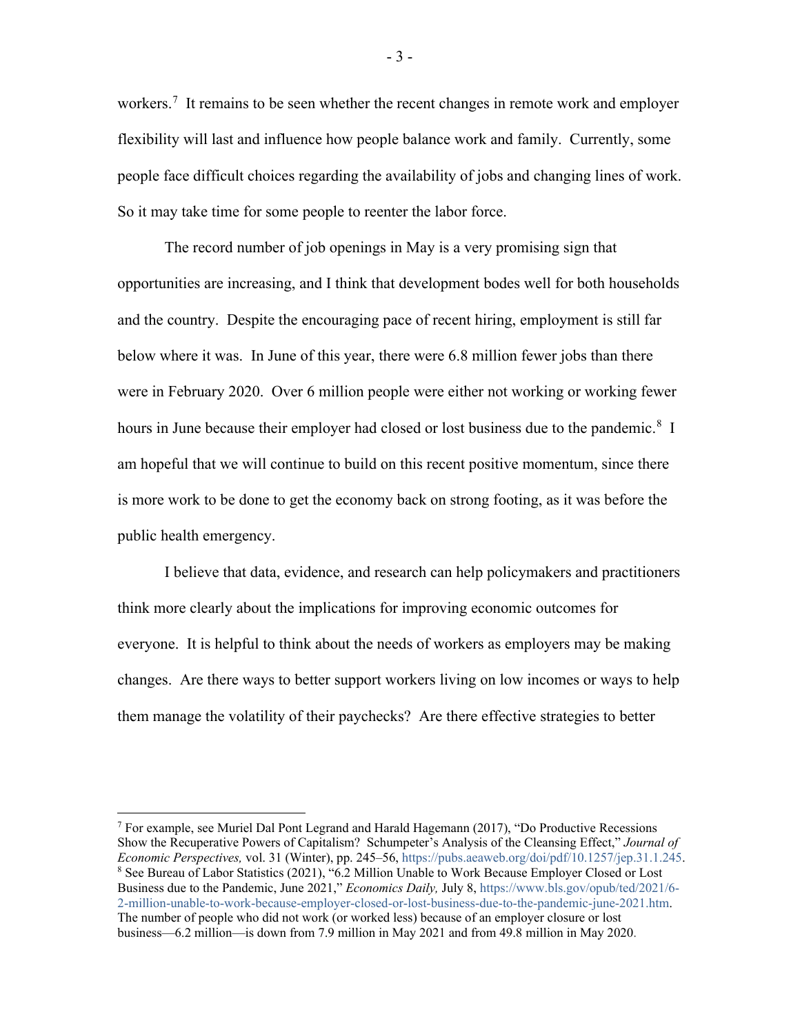workers.[7] It remains to be seen whether the recent changes in remote work and employer flexibility will last and influence how people balance work and family. Currently, some people face difficult choices regarding the availability of jobs and changing lines of work. So it may take time for some people to reenter the labor force.

The record number of job openings in May is a very promising sign that opportunities are increasing, and I think that development bodes well for both households and the country. Despite the encouraging pace of recent hiring, employment is still far below where it was. In June of this year, there were 6.8 million fewer jobs than there were in February 2020. Over 6 million people were either not working or working fewer hours in June because their employer had closed or lost business due to the pandemic.[8] I am hopeful that we will continue to build on this recent positive momentum, since there is more work to be done to get the economy back on strong footing, as it was before the public health emergency.

I believe that data, evidence, and research can help policymakers and practitioners think more clearly about the implications for improving economic outcomes for everyone. It is helpful to think about the needs of workers as employers may be making changes. Are there ways to better support workers living on low incomes or ways to help them manage the volatility of their paychecks? Are there effective strategies to better

---

[7] For example, see Muriel Dal Pont Legrand and Harald Hagemann (2017), "Do Productive Recessions Show the Recuperative Powers of Capitalism? Schumpeter's Analysis of the Cleansing Effect," *Journal of Economic Perspectives,* vol. 31 (Winter), pp. 245–56, https://pubs.aeaweb.org/doi/pdf/10.1257/jep.31.1.245.

[8] See Bureau of Labor Statistics (2021), "6.2 Million Unable to Work Because Employer Closed or Lost Business due to the Pandemic, June 2021," *Economics Daily,* July 8, https://www.bls.gov/opub/ted/2021/6-2-million-unable-to-work-because-employer-closed-or-lost-business-due-to-the-pandemic-june-2021.htm. The number of people who did not work (or worked less) because of an employer closure or lost business—6.2 million—is down from 7.9 million in May 2021 and from 49.8 million in May 2020.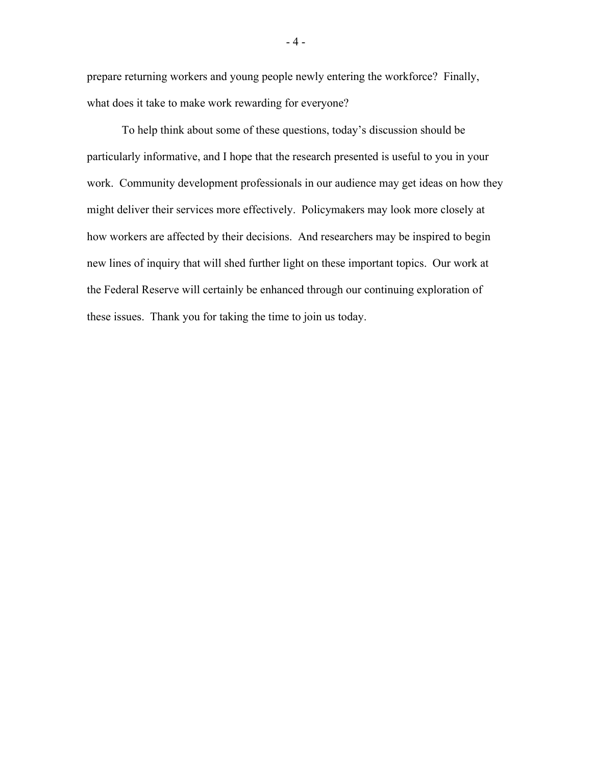prepare returning workers and young people newly entering the workforce? Finally, what does it take to make work rewarding for everyone?

To help think about some of these questions, today's discussion should be particularly informative, and I hope that the research presented is useful to you in your work. Community development professionals in our audience may get ideas on how they might deliver their services more effectively. Policymakers may look more closely at how workers are affected by their decisions. And researchers may be inspired to begin new lines of inquiry that will shed further light on these important topics. Our work at the Federal Reserve will certainly be enhanced through our continuing exploration of these issues. Thank you for taking the time to join us today.